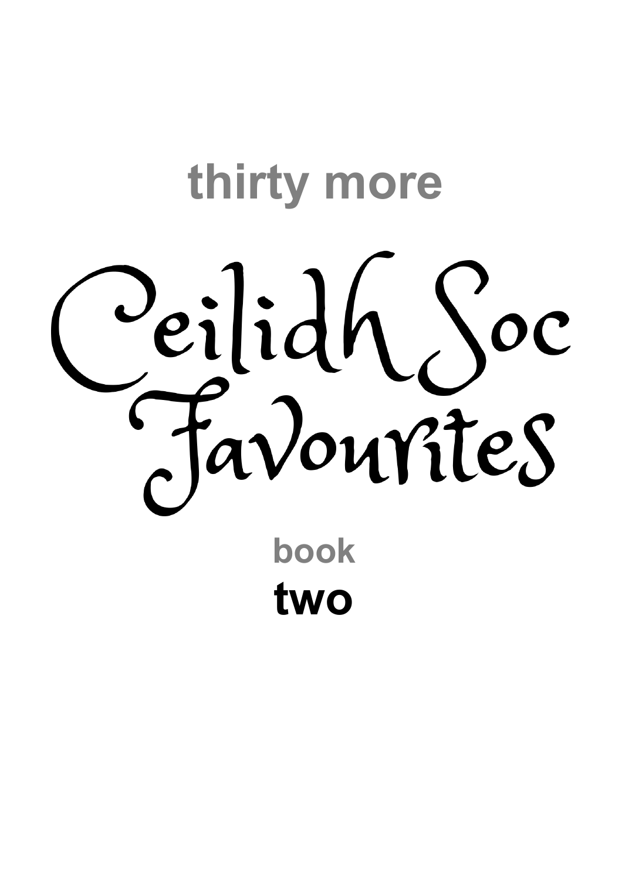thirty more

# Ceilidh Soc Favourites

book

**two**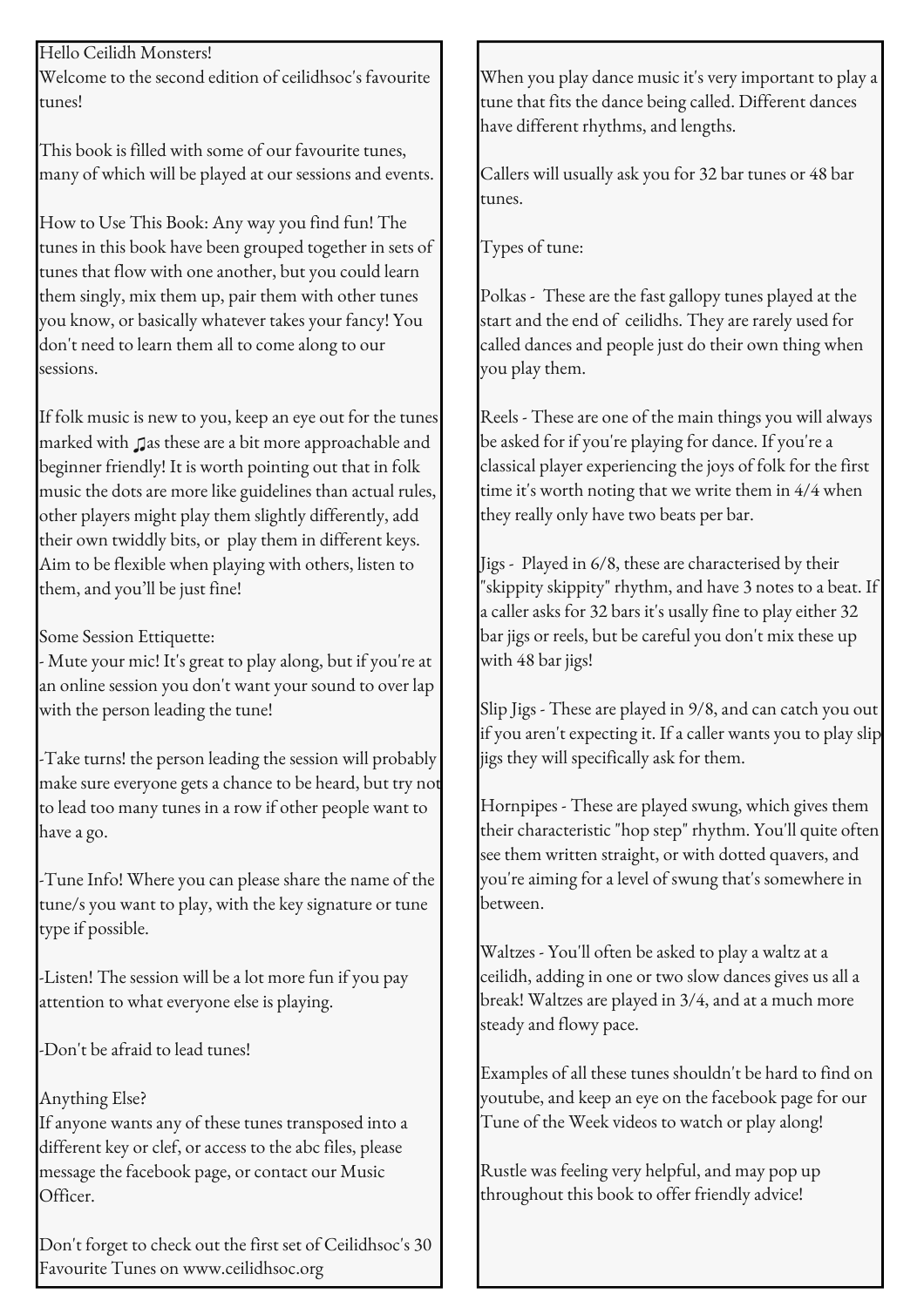Hello Ceilidh Monsters!
Welcome to the second edition of ceilidhsoc's favourite tunes!

This book is filled with some of our favourite tunes, many of which will be played at our sessions and events.

How to Use This Book: Any way you find fun! The tunes in this book have been grouped together in sets of tunes that flow with one another, but you could learn them singly, mix them up, pair them with other tunes you know, or basically whatever takes your fancy! You don't need to learn them all to come along to our sessions.

If folk music is new to you, keep an eye out for the tunes marked with ♫as these are a bit more approachable and beginner friendly! It is worth pointing out that in folk music the dots are more like guidelines than actual rules, other players might play them slightly differently, add their own twiddly bits, or play them in different keys. Aim to be flexible when playing with others, listen to them, and you'll be just fine!

Some Session Etiquette:
- Mute your mic! It's great to play along, but if you're at an online session you don't want your sound to over lap with the person leading the tune!

-Take turns! the person leading the session will probably make sure everyone gets a chance to be heard, but try not to lead too many tunes in a row if other people want to have a go.

-Tune Info! Where you can please share the name of the tune/s you want to play, with the key signature or tune type if possible.

-Listen! The session will be a lot more fun if you pay attention to what everyone else is playing.

-Don't be afraid to lead tunes!

Anything Else?
If anyone wants any of these tunes transposed into a different key or clef, or access to the abc files, please message the facebook page, or contact our Music Officer.

Don't forget to check out the first set of Ceilidhsoc's 30 Favourite Tunes on www.ceilidhsoc.org

When you play dance music it's very important to play a tune that fits the dance being called. Different dances have different rhythms, and lengths.

Callers will usually ask you for 32 bar tunes or 48 bar tunes.

Types of tune:

Polkas - These are the fast gallopy tunes played at the start and the end of ceilidhs. They are rarely used for called dances and people just do their own thing when you play them.

Reels - These are one of the main things you will always be asked for if you're playing for dance. If you're a classical player experiencing the joys of folk for the first time it's worth noting that we write them in 4/4 when they really only have two beats per bar.

Jigs - Played in 6/8, these are characterised by their "skippity skippity" rhythm, and have 3 notes to a beat. If a caller asks for 32 bars it's usally fine to play either 32 bar jigs or reels, but be careful you don't mix these up with 48 bar jigs!

Slip Jigs - These are played in 9/8, and can catch you out if you aren't expecting it. If a caller wants you to play slip jigs they will specifically ask for them.

Hornpipes - These are played swung, which gives them their characteristic "hop step" rhythm. You'll quite often see them written straight, or with dotted quavers, and you're aiming for a level of swung that's somewhere in between.

Waltzes - You'll often be asked to play a waltz at a ceilidh, adding in one or two slow dances gives us all a break! Waltzes are played in 3/4, and at a much more steady and flowy pace.

Examples of all these tunes shouldn't be hard to find on youtube, and keep an eye on the facebook page for our Tune of the Week videos to watch or play along!

Rustle was feeling very helpful, and may pop up throughout this book to offer friendly advice!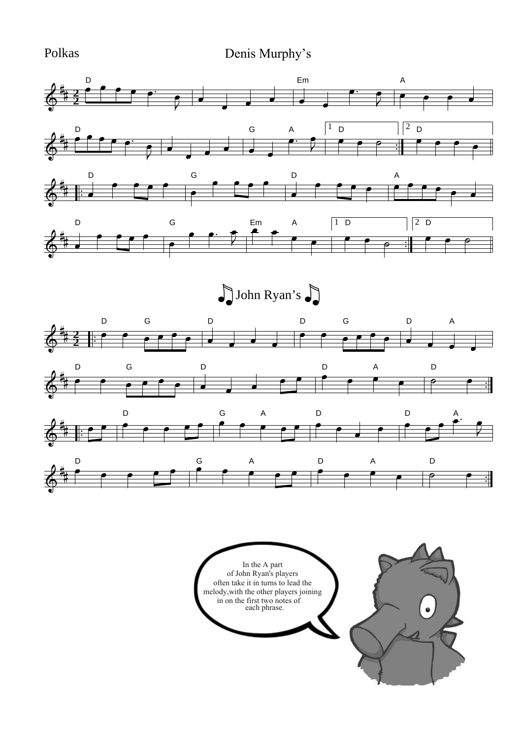Polkas

# Denis Murphy's

# John Ryan's

In the A part of John Ryan's players often take it in turns to lead the melody, with the other players joining in on the first two notes of each phrase.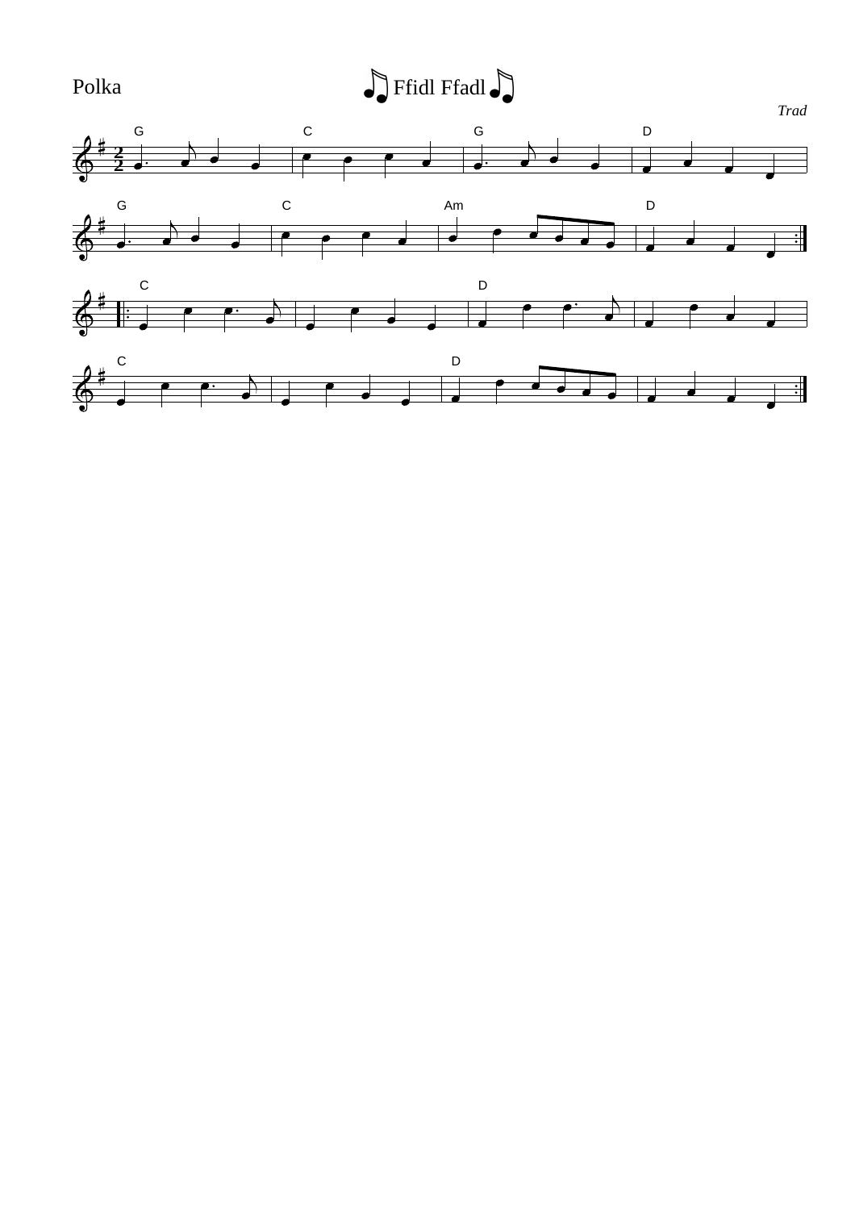Polka

# Ffidl Ffadl

*Trad*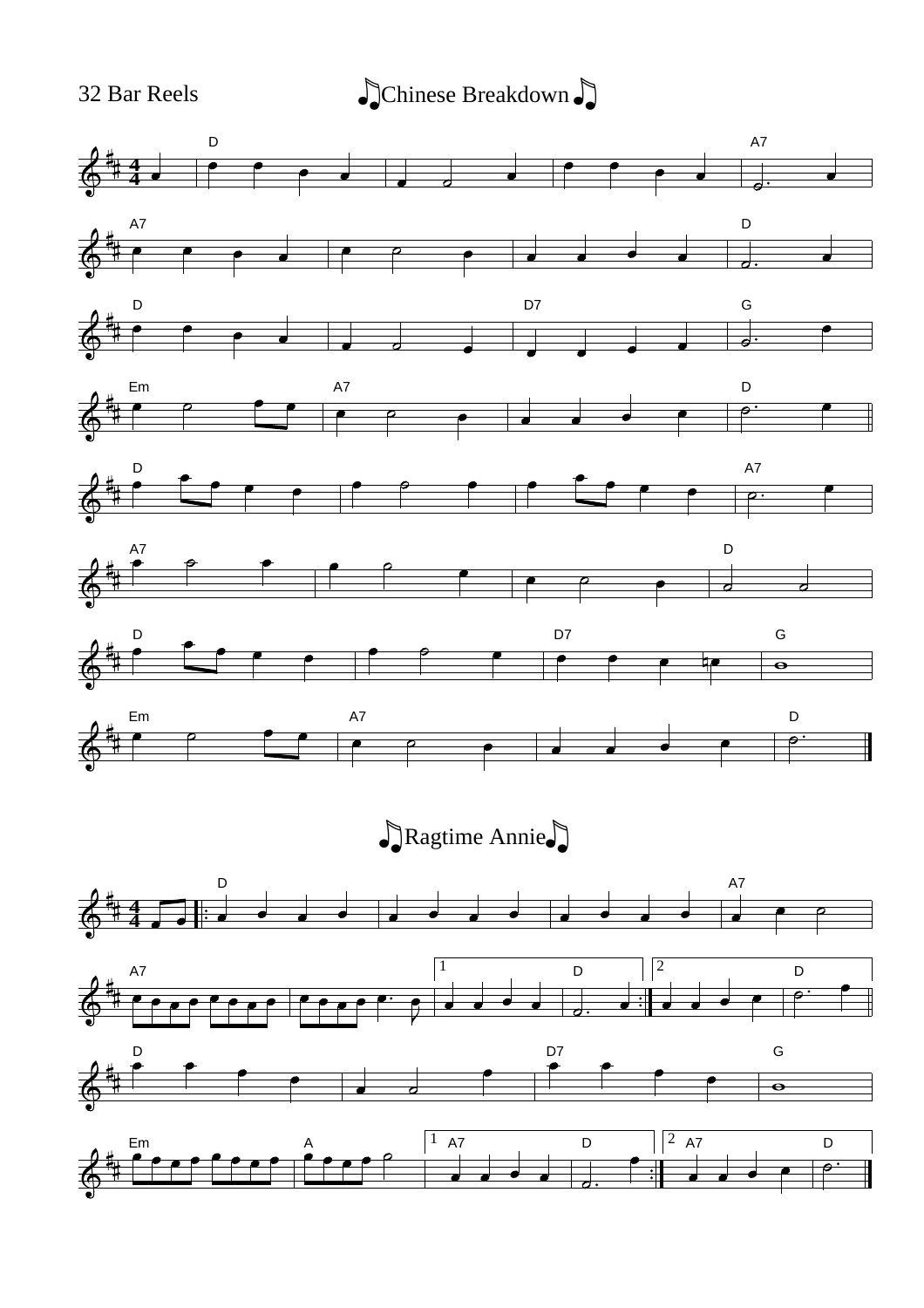32 Bar Reels

# Chinese Breakdown

# Ragtime Annie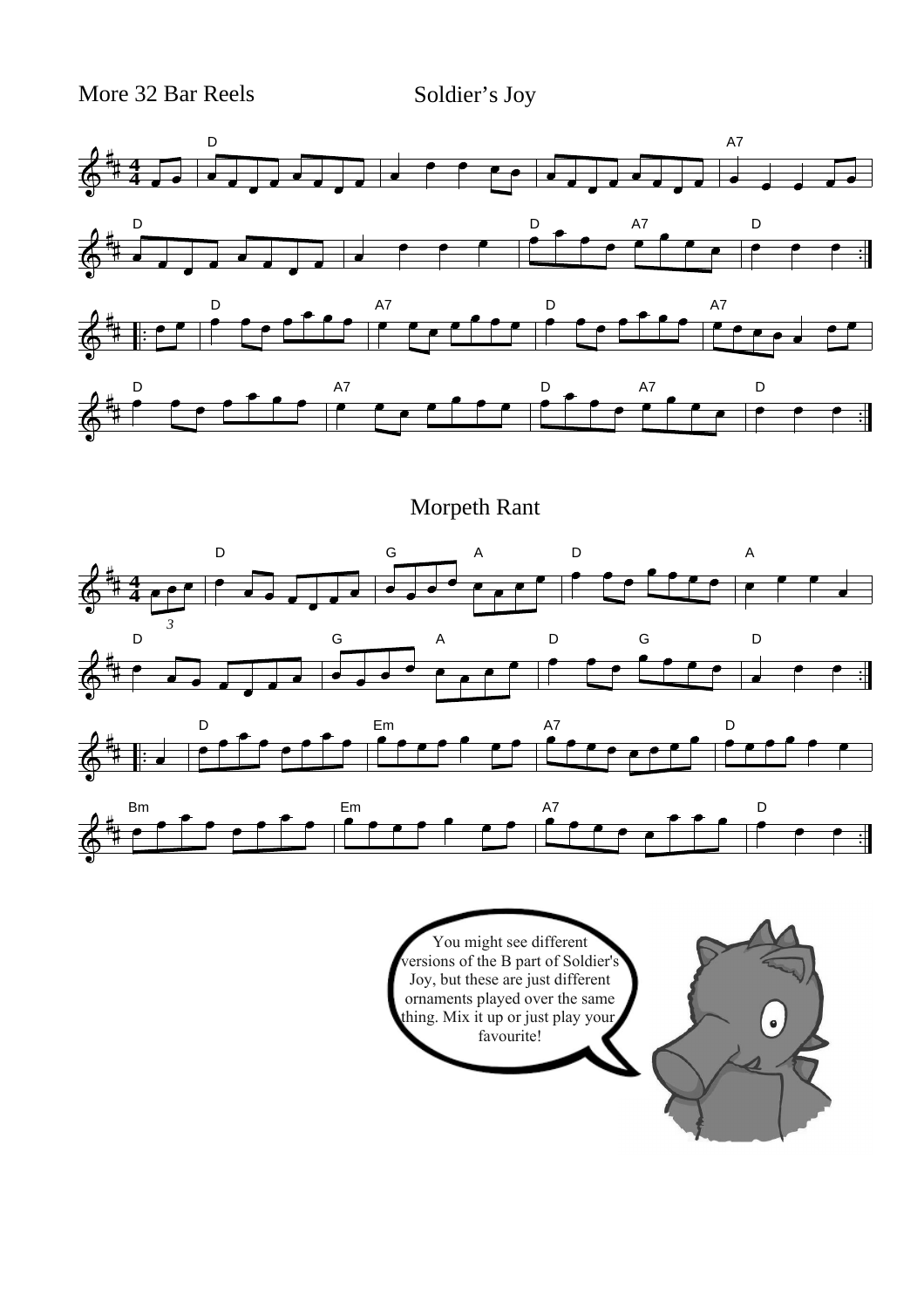More 32 Bar Reels

## Soldier's Joy

## Morpeth Rant

You might see different versions of the B part of Soldier's Joy, but these are just different ornaments played over the same thing. Mix it up or just play your favourite!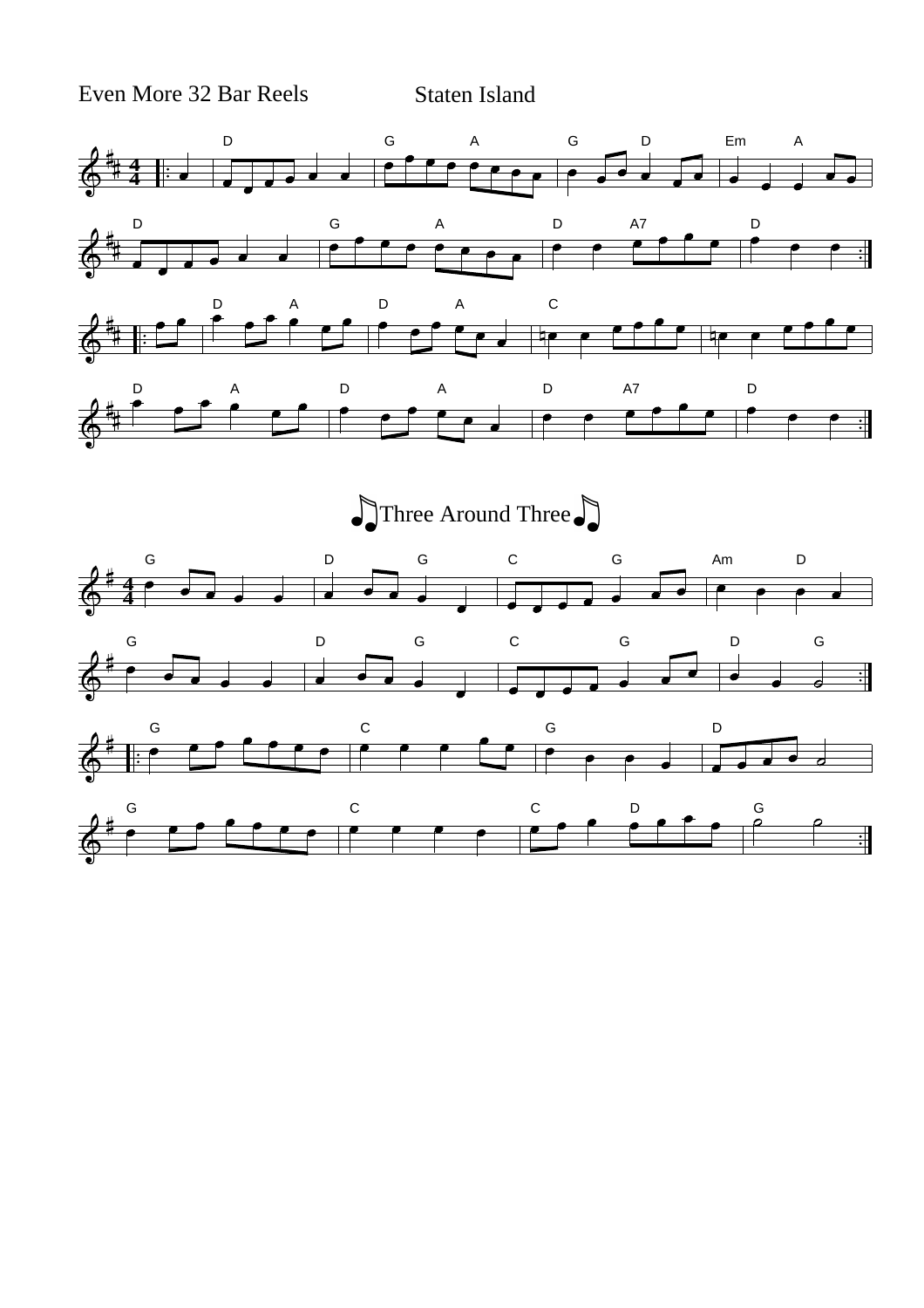Even More 32 Bar Reels

# Staten Island

# Three Around Three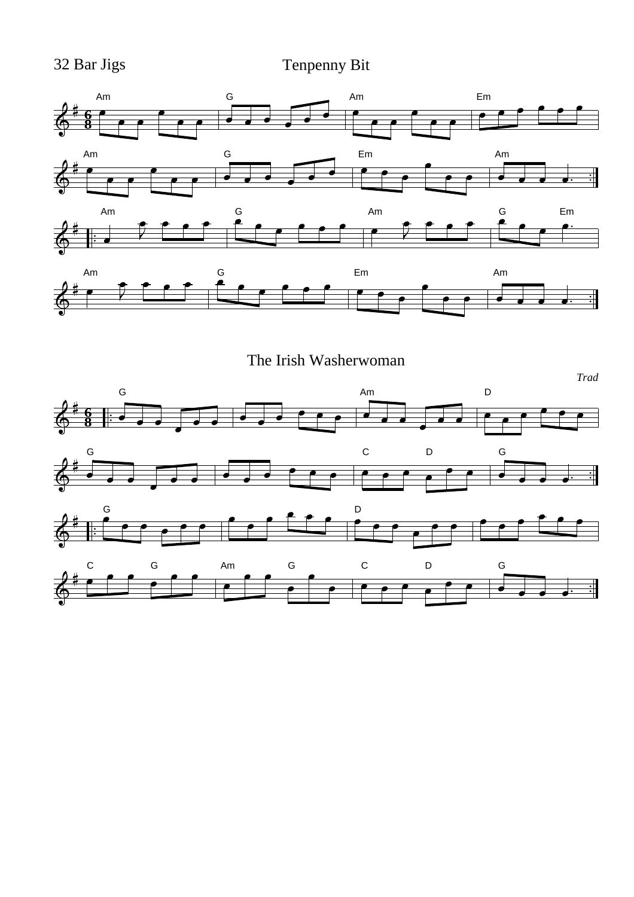32 Bar Jigs

## Tenpenny Bit

## The Irish Washerwoman

*Trad*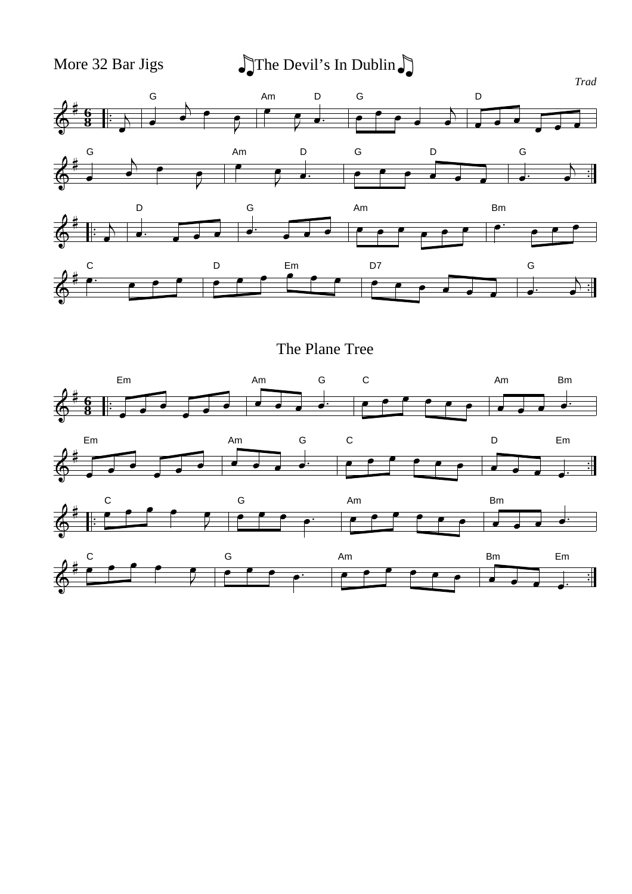More 32 Bar Jigs

# The Devil's In Dublin

*Trad*

# The Plane Tree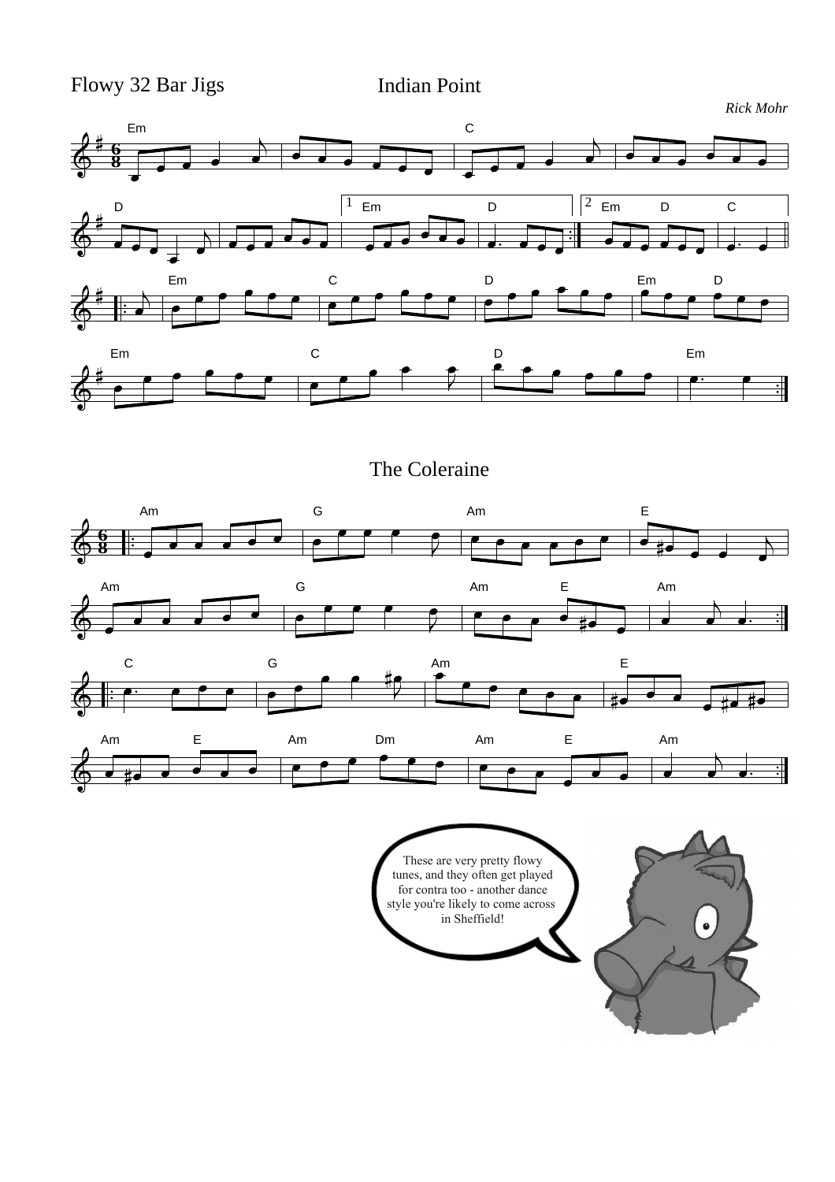Flowy 32 Bar Jigs

# Indian Point

*Rick Mohr*

Em | C | D | 1 Em D | 2 Em D C

Em | C | D | Em D | Em | C | D | Em

# The Coleraine

Am | G | Am | E | Am | G | Am E | Am

C | G | Am | E | Am E | Am Dm | Am E | Am

These are very pretty flowy tunes, and they often get played for contra too - another dance style you're likely to come across in Sheffield!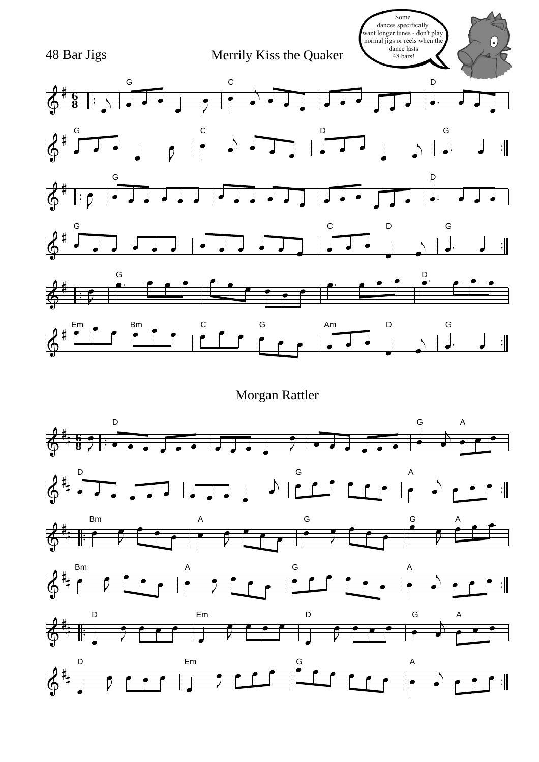48 Bar Jigs

# Merrily Kiss the Quaker

Some dances specifically want longer tunes - don't play normal jigs or reels when the dance lasts 48 bars!

# Morgan Rattler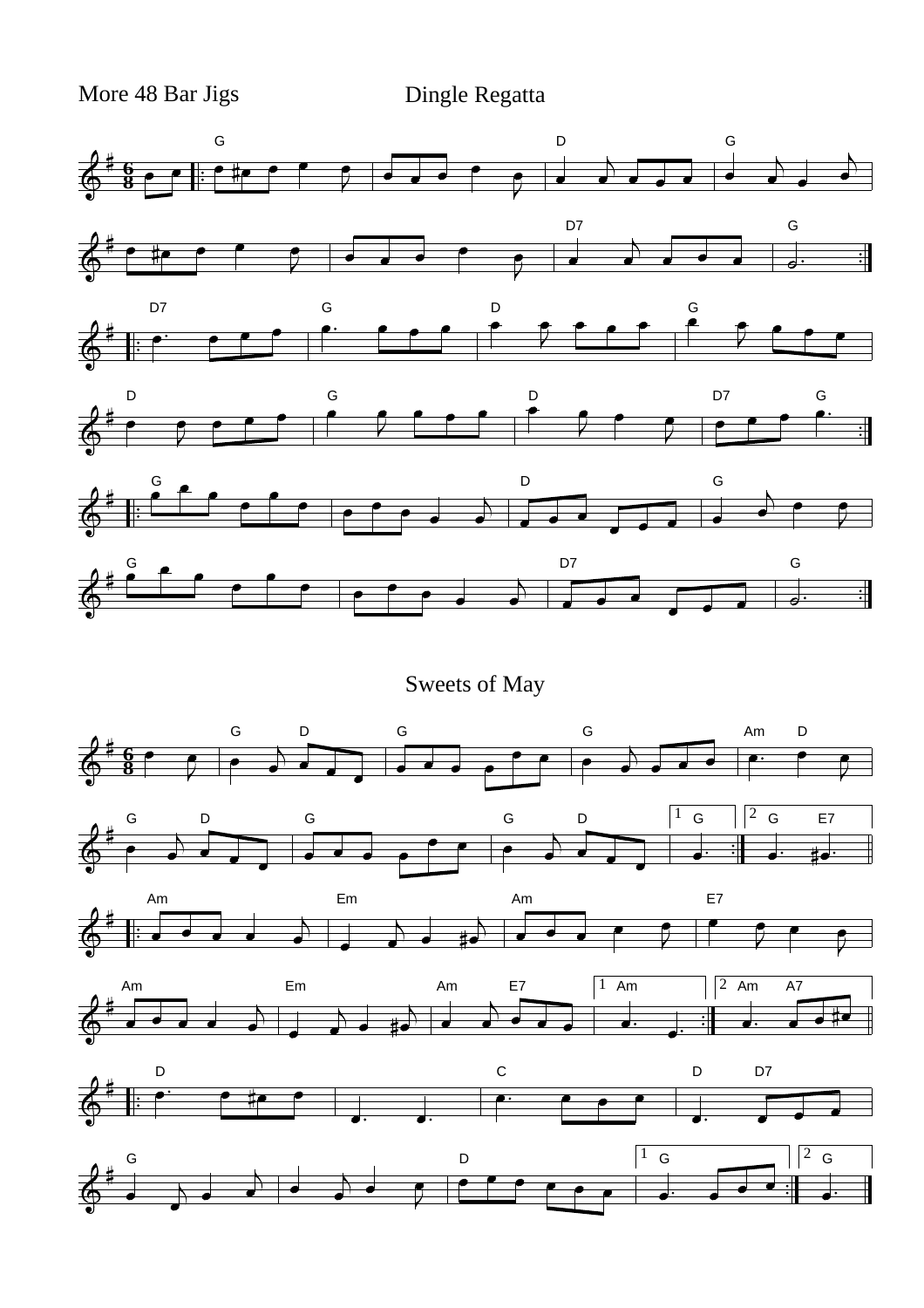More 48 Bar Jigs

## Dingle Regatta

## Sweets of May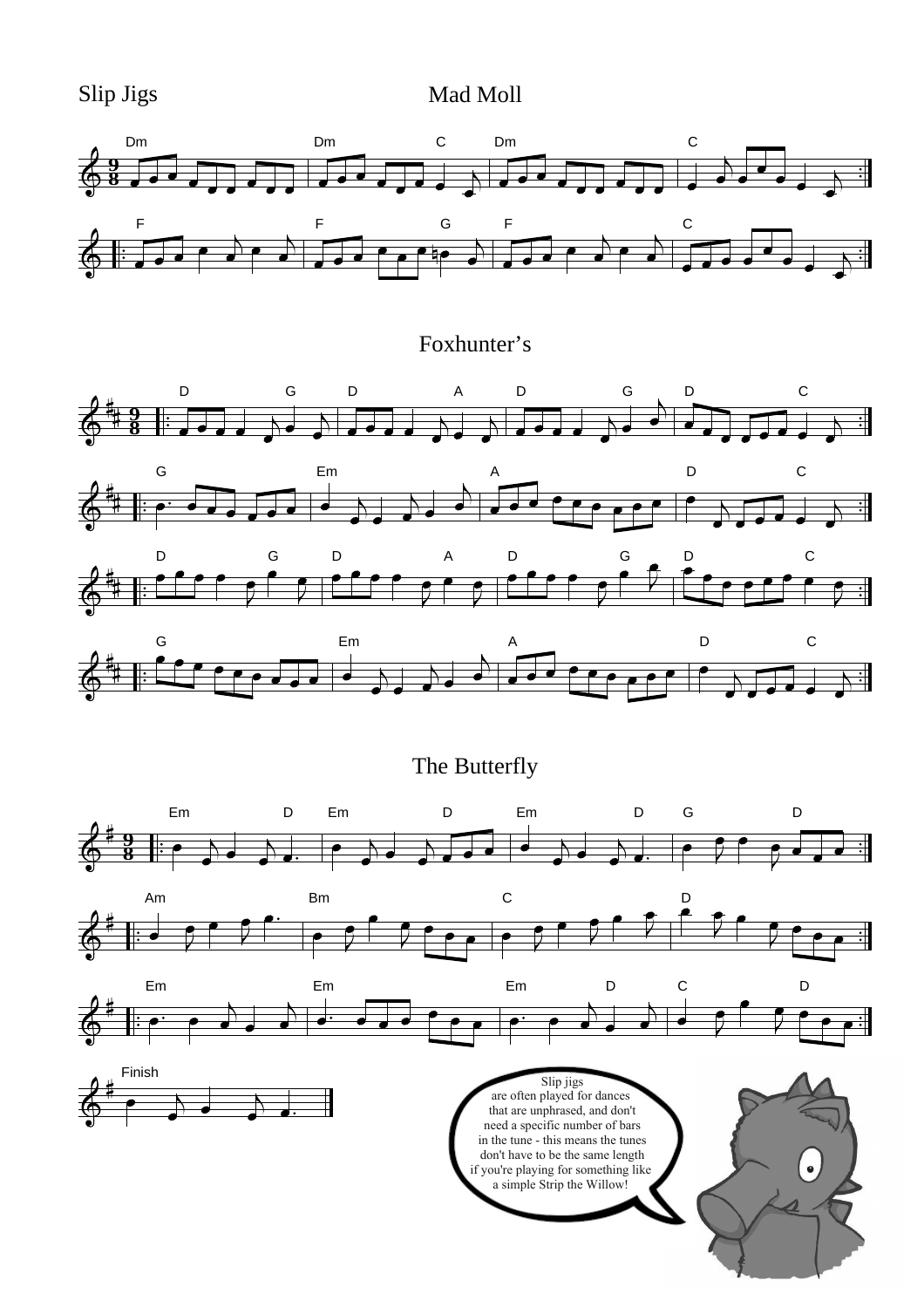# Slip Jigs

## Mad Moll

## Foxhunter's

## The Butterfly

Slip jigs are often played for dances that are unphrased, and don't need a specific number of bars in the tune - this means the tunes don't have to be the same length if you're playing for something like a simple Strip the Willow!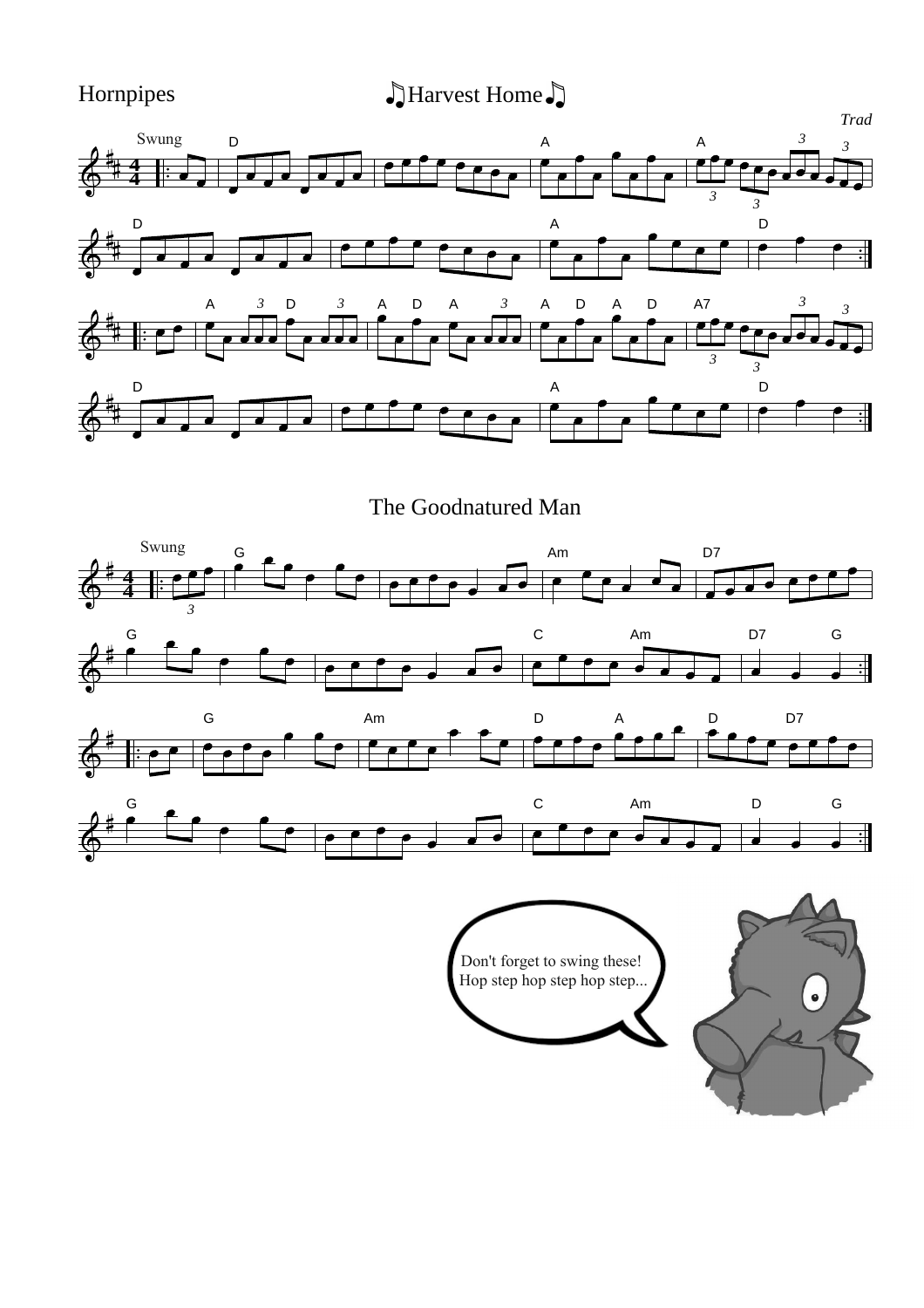Hornpipes

# ♫Harvest Home♫

*Trad*

Swung

# The Goodnatured Man

Swung

Don't forget to swing these!
Hop step hop step hop step...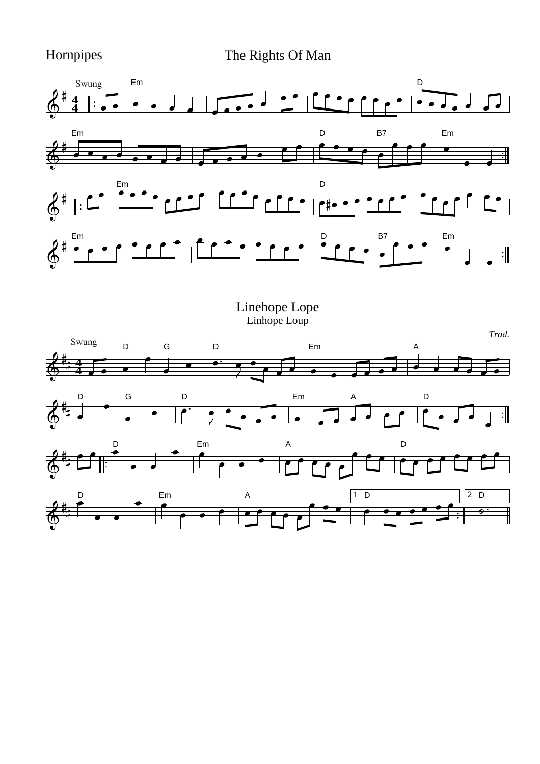Hornpipes

# The Rights Of Man

Swung

# Linehope Lope

Linhope Loup

*Trad.*

Swung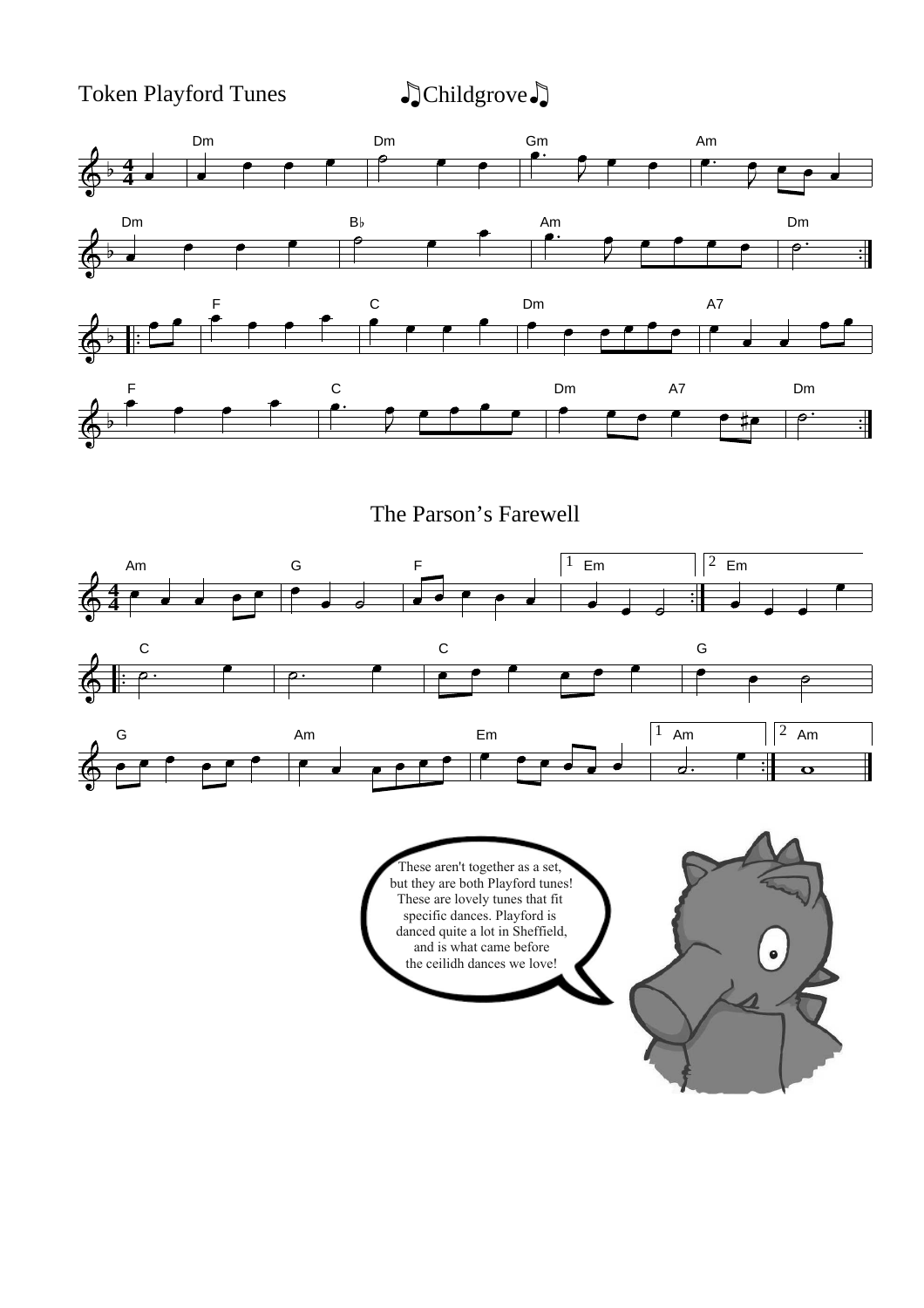Token Playford Tunes

## ♫Childgrove♫

Dm Dm Gm Am

Dm B♭ Am Dm

F C Dm A7

F C Dm A7 Dm

## The Parson's Farewell

Am G F 1 Em 2 Em

C C G

G Am Em 1 Am 2 Am

These aren't together as a set, but they are both Playford tunes! These are lovely tunes that fit specific dances. Playford is danced quite a lot in Sheffield, and is what came before the ceilidh dances we love!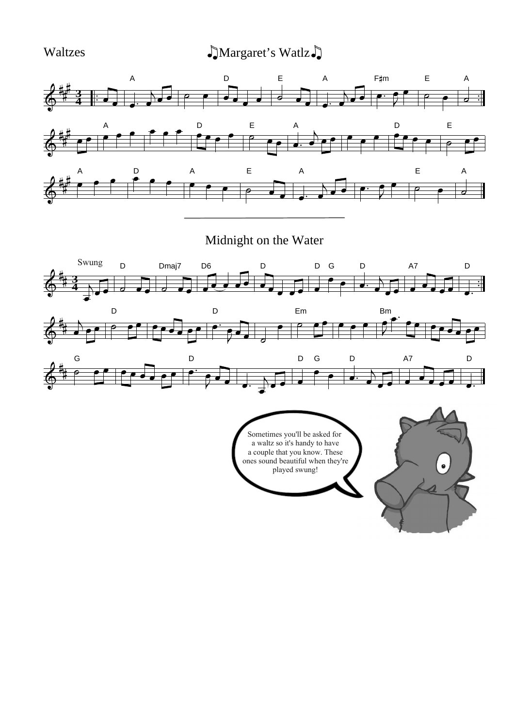Waltzes

## ♫Margaret's Watlz♫

A D E A F♯m E A

A D E A D E

A D A E A E A

## Midnight on the Water

Swung

D Dmaj7 D6 D D G D A7 D

D D Em Bm

G D D G D A7 D

Sometimes you'll be asked for a waltz so it's handy to have a couple that you know. These ones sound beautiful when they're played swung!